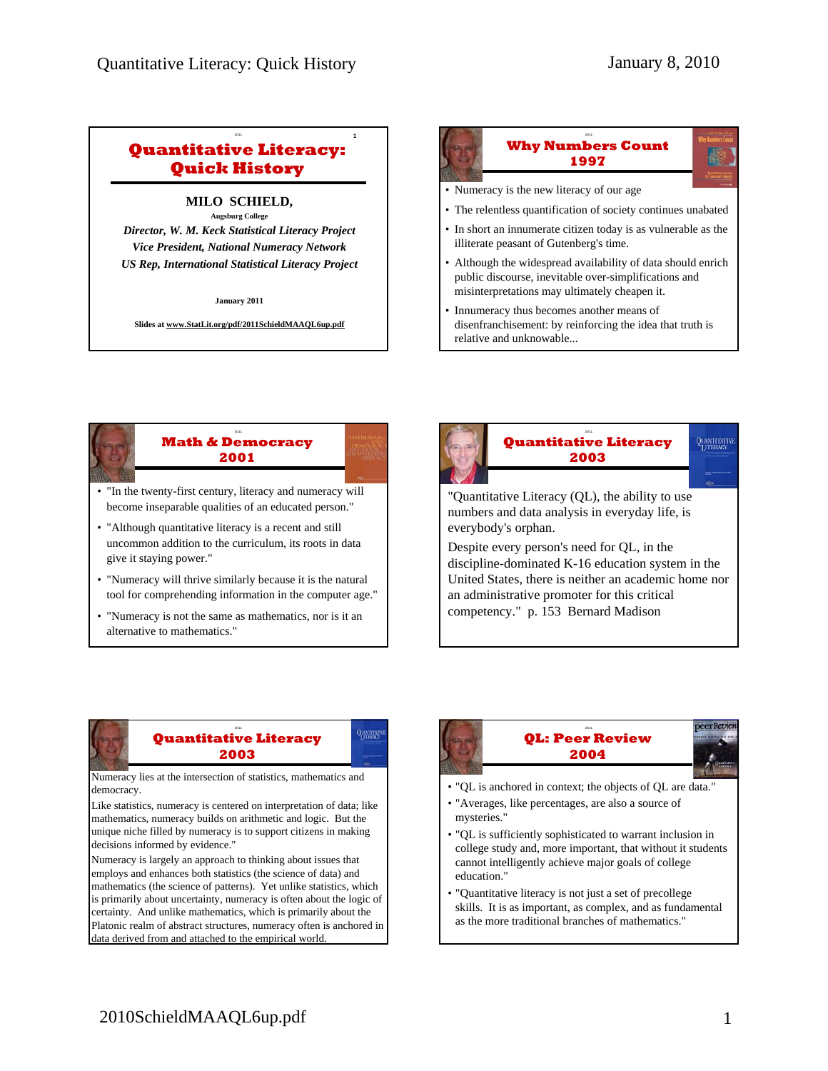## Quantitative Literacy: Quick History

**MILO SCHIELD,**

**Augsburg College**

*Director, W. M. Keck Statistical Literacy Project*
*Vice President, National Numeracy Network*
*US Rep, International Statistical Literacy Project*

**January 2011**

**Slides at www.StatLit.org/pdf/2011SchieldMAAQL6up.pdf**

## Why Numbers Count 1997

- Numeracy is the new literacy of our age
- The relentless quantification of society continues unabated
- In short an innumerate citizen today is as vulnerable as the illiterate peasant of Gutenberg's time.
- Although the widespread availability of data should enrich public discourse, inevitable over-simplifications and misinterpretations may ultimately cheapen it.
- Innumeracy thus becomes another means of disenfranchisement: by reinforcing the idea that truth is relative and unknowable...

## Math & Democracy 2001

- "In the twenty-first century, literacy and numeracy will become inseparable qualities of an educated person."
- "Although quantitative literacy is a recent and still uncommon addition to the curriculum, its roots in data give it staying power."
- "Numeracy will thrive similarly because it is the natural tool for comprehending information in the computer age."
- "Numeracy is not the same as mathematics, nor is it an alternative to mathematics."

## Quantitative Literacy 2003

"Quantitative Literacy (QL), the ability to use numbers and data analysis in everyday life, is everybody's orphan.

Despite every person's need for QL, in the discipline-dominated K-16 education system in the United States, there is neither an academic home nor an administrative promoter for this critical competency." p. 153 Bernard Madison

## Quantitative Literacy 2003

Numeracy lies at the intersection of statistics, mathematics and democracy.

Like statistics, numeracy is centered on interpretation of data; like mathematics, numeracy builds on arithmetic and logic. But the unique niche filled by numeracy is to support citizens in making decisions informed by evidence."

Numeracy is largely an approach to thinking about issues that employs and enhances both statistics (the science of data) and mathematics (the science of patterns). Yet unlike statistics, which is primarily about uncertainty, numeracy is often about the logic of certainty. And unlike mathematics, which is primarily about the Platonic realm of abstract structures, numeracy often is anchored in data derived from and attached to the empirical world.

## QL: Peer Review 2004

- "QL is anchored in context; the objects of QL are data."
- "Averages, like percentages, are also a source of mysteries."
- "QL is sufficiently sophisticated to warrant inclusion in college study and, more important, that without it students cannot intelligently achieve major goals of college education."
- "Quantitative literacy is not just a set of precollege skills. It is as important, as complex, and as fundamental as the more traditional branches of mathematics."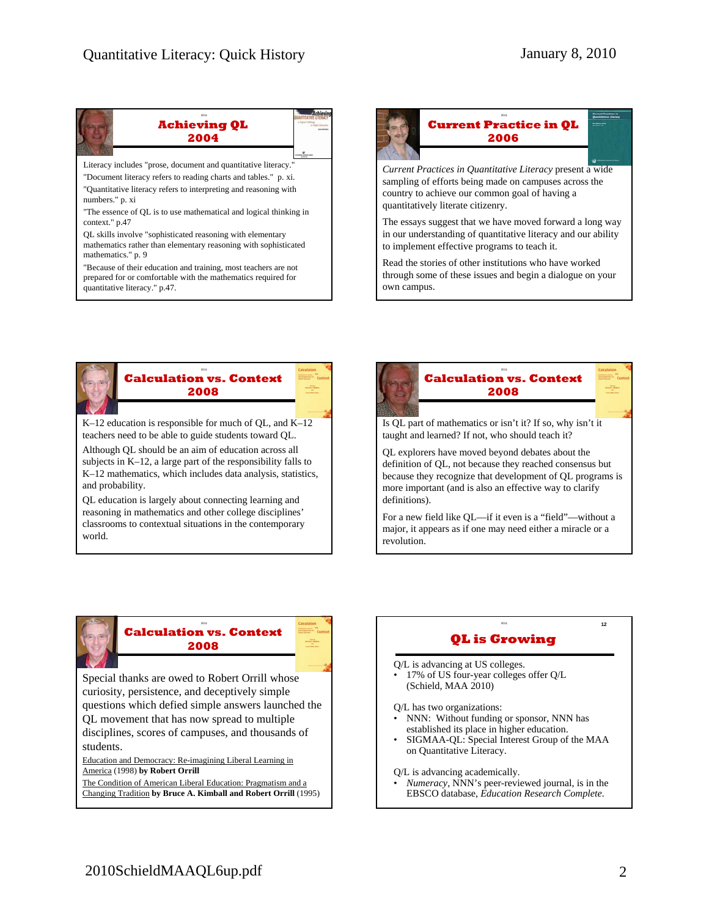## Achieving QL 2004

Literacy includes "prose, document and quantitative literacy."

"Document literacy refers to reading charts and tables." p. xi.

"Quantitative literacy refers to interpreting and reasoning with numbers." p. xi

"The essence of QL is to use mathematical and logical thinking in context." p.47

QL skills involve "sophisticated reasoning with elementary mathematics rather than elementary reasoning with sophisticated mathematics." p. 9

"Because of their education and training, most teachers are not prepared for or comfortable with the mathematics required for quantitative literacy." p.47.

## Current Practice in QL 2006

*Current Practices in Quantitative Literacy* present a wide sampling of efforts being made on campuses across the country to achieve our common goal of having a quantitatively literate citizenry.

The essays suggest that we have moved forward a long way in our understanding of quantitative literacy and our ability to implement effective programs to teach it.

Read the stories of other institutions who have worked through some of these issues and begin a dialogue on your own campus.

## Calculation vs. Context 2008

K–12 education is responsible for much of QL, and K–12 teachers need to be able to guide students toward QL.

Although QL should be an aim of education across all subjects in K–12, a large part of the responsibility falls to K–12 mathematics, which includes data analysis, statistics, and probability.

QL education is largely about connecting learning and reasoning in mathematics and other college disciplines' classrooms to contextual situations in the contemporary world.

## Calculation vs. Context 2008

Is QL part of mathematics or isn't it? If so, why isn't it taught and learned? If not, who should teach it?

QL explorers have moved beyond debates about the definition of QL, not because they reached consensus but because they recognize that development of QL programs is more important (and is also an effective way to clarify definitions).

For a new field like QL—if it even is a "field"—without a major, it appears as if one may need either a miracle or a revolution.

## Calculation vs. Context 2008

Special thanks are owed to Robert Orrill whose curiosity, persistence, and deceptively simple questions which defied simple answers launched the QL movement that has now spread to multiple disciplines, scores of campuses, and thousands of students.

Education and Democracy: Re-imagining Liberal Learning in America (1998) **by Robert Orrill**

The Condition of American Liberal Education: Pragmatism and a Changing Tradition **by Bruce A. Kimball and Robert Orrill** (1995)

## QL is Growing

Q/L is advancing at US colleges.
- 17% of US four-year colleges offer Q/L (Schield, MAA 2010)

Q/L has two organizations:
- NNN: Without funding or sponsor, NNN has established its place in higher education.
- SIGMAA-QL: Special Interest Group of the MAA on Quantitative Literacy.

Q/L is advancing academically.
- *Numeracy*, NNN's peer-reviewed journal, is in the EBSCO database, *Education Research Complete.*